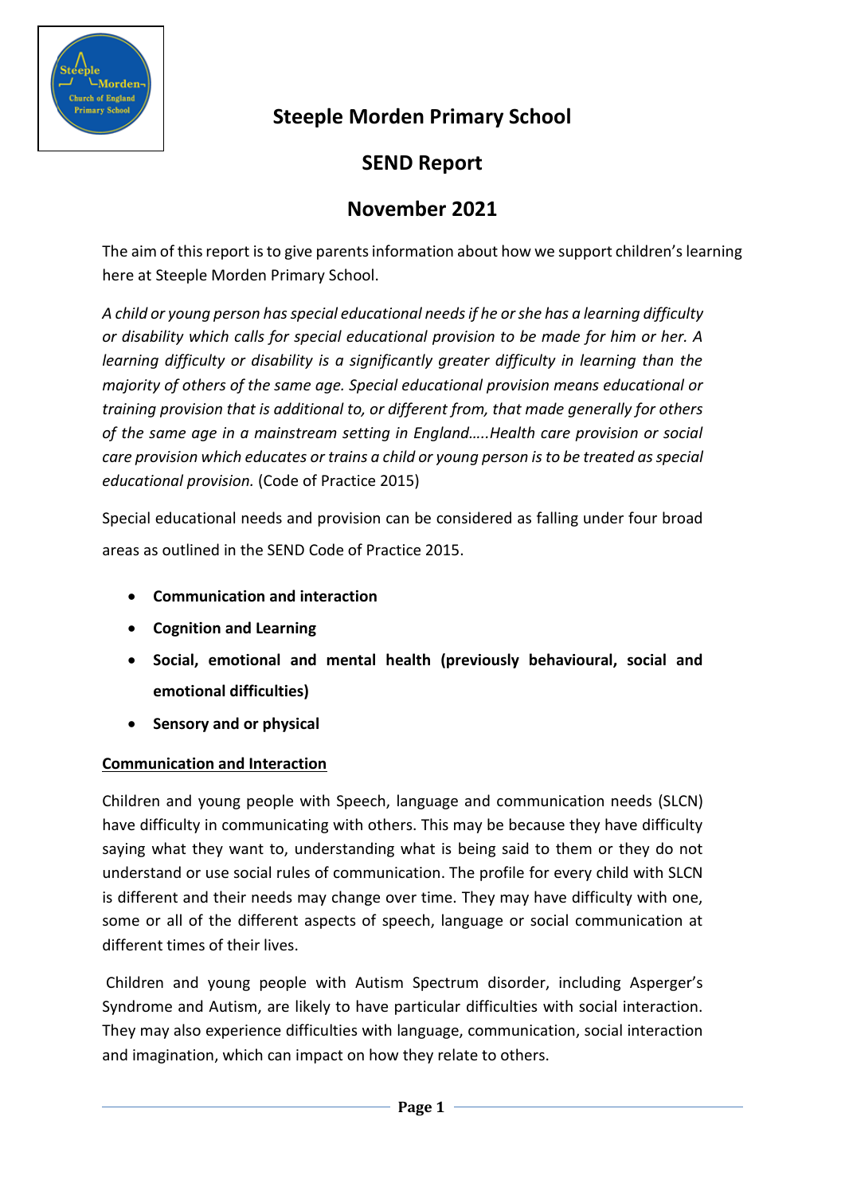# Steeple Morden Primary School

## SEND Report

## November 2021

The aim of this report is to give parents information about how we support children's learning here at Steeple Morden Primary School.

*A child or young person has special educational needs if he or she has a learning difficulty or disability which calls for special educational provision to be made for him or her. A learning difficulty or disability is a significantly greater difficulty in learning than the majority of others of the same age. Special educational provision means educational or training provision that is additional to, or different from, that made generally for others of the same age in a mainstream setting in England…..Health care provision or social care provision which educates or trains a child or young person is to be treated as special educational provision.* (Code of Practice 2015)

Special educational needs and provision can be considered as falling under four broad areas as outlined in the SEND Code of Practice 2015.

- **Communication and interaction**
- **Cognition and Learning**
- **Social, emotional and mental health (previously behavioural, social and emotional difficulties)**
- **Sensory and or physical**

**<u>Communication and Interaction</u>**

Children and young people with Speech, language and communication needs (SLCN) have difficulty in communicating with others. This may be because they have difficulty saying what they want to, understanding what is being said to them or they do not understand or use social rules of communication. The profile for every child with SLCN is different and their needs may change over time. They may have difficulty with one, some or all of the different aspects of speech, language or social communication at different times of their lives.

Children and young people with Autism Spectrum disorder, including Asperger's Syndrome and Autism, are likely to have particular difficulties with social interaction. They may also experience difficulties with language, communication, social interaction and imagination, which can impact on how they relate to others.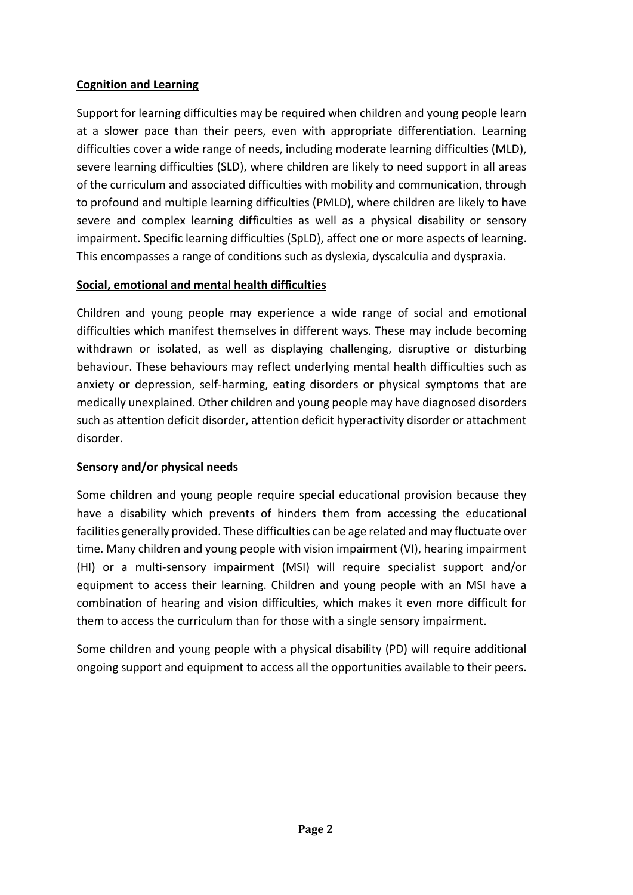**Cognition and Learning**

Support for learning difficulties may be required when children and young people learn at a slower pace than their peers, even with appropriate differentiation. Learning difficulties cover a wide range of needs, including moderate learning difficulties (MLD), severe learning difficulties (SLD), where children are likely to need support in all areas of the curriculum and associated difficulties with mobility and communication, through to profound and multiple learning difficulties (PMLD), where children are likely to have severe and complex learning difficulties as well as a physical disability or sensory impairment. Specific learning difficulties (SpLD), affect one or more aspects of learning. This encompasses a range of conditions such as dyslexia, dyscalculia and dyspraxia.

**Social, emotional and mental health difficulties**

Children and young people may experience a wide range of social and emotional difficulties which manifest themselves in different ways. These may include becoming withdrawn or isolated, as well as displaying challenging, disruptive or disturbing behaviour. These behaviours may reflect underlying mental health difficulties such as anxiety or depression, self-harming, eating disorders or physical symptoms that are medically unexplained. Other children and young people may have diagnosed disorders such as attention deficit disorder, attention deficit hyperactivity disorder or attachment disorder.

**Sensory and/or physical needs**

Some children and young people require special educational provision because they have a disability which prevents of hinders them from accessing the educational facilities generally provided. These difficulties can be age related and may fluctuate over time. Many children and young people with vision impairment (VI), hearing impairment (HI) or a multi-sensory impairment (MSI) will require specialist support and/or equipment to access their learning. Children and young people with an MSI have a combination of hearing and vision difficulties, which makes it even more difficult for them to access the curriculum than for those with a single sensory impairment.

Some children and young people with a physical disability (PD) will require additional ongoing support and equipment to access all the opportunities available to their peers.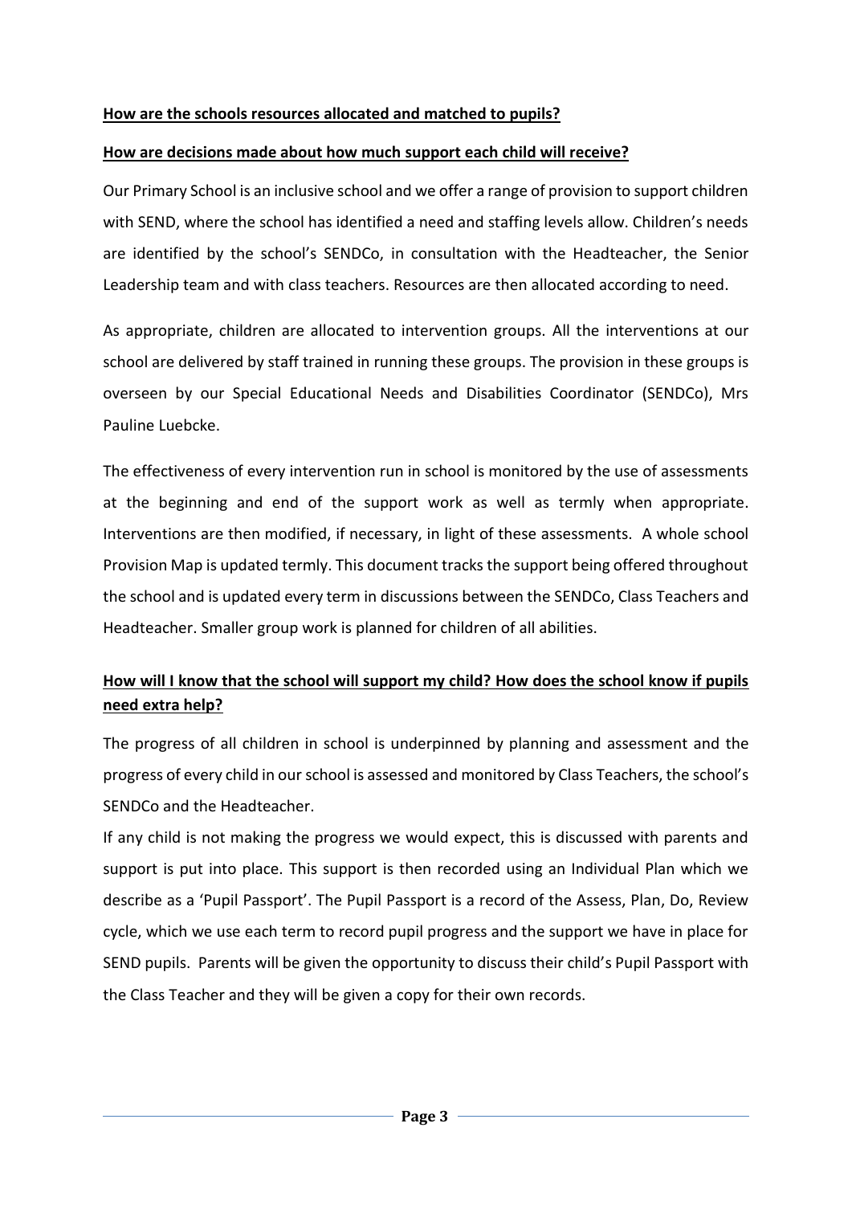**How are the schools resources allocated and matched to pupils?**

**How are decisions made about how much support each child will receive?**

Our Primary School is an inclusive school and we offer a range of provision to support children with SEND, where the school has identified a need and staffing levels allow. Children's needs are identified by the school's SENDCo, in consultation with the Headteacher, the Senior Leadership team and with class teachers. Resources are then allocated according to need.

As appropriate, children are allocated to intervention groups. All the interventions at our school are delivered by staff trained in running these groups. The provision in these groups is overseen by our Special Educational Needs and Disabilities Coordinator (SENDCo), Mrs Pauline Luebcke.

The effectiveness of every intervention run in school is monitored by the use of assessments at the beginning and end of the support work as well as termly when appropriate. Interventions are then modified, if necessary, in light of these assessments. A whole school Provision Map is updated termly. This document tracks the support being offered throughout the school and is updated every term in discussions between the SENDCo, Class Teachers and Headteacher. Smaller group work is planned for children of all abilities.

**How will I know that the school will support my child? How does the school know if pupils need extra help?**

The progress of all children in school is underpinned by planning and assessment and the progress of every child in our school is assessed and monitored by Class Teachers, the school's SENDCo and the Headteacher.

If any child is not making the progress we would expect, this is discussed with parents and support is put into place. This support is then recorded using an Individual Plan which we describe as a 'Pupil Passport'. The Pupil Passport is a record of the Assess, Plan, Do, Review cycle, which we use each term to record pupil progress and the support we have in place for SEND pupils. Parents will be given the opportunity to discuss their child's Pupil Passport with the Class Teacher and they will be given a copy for their own records.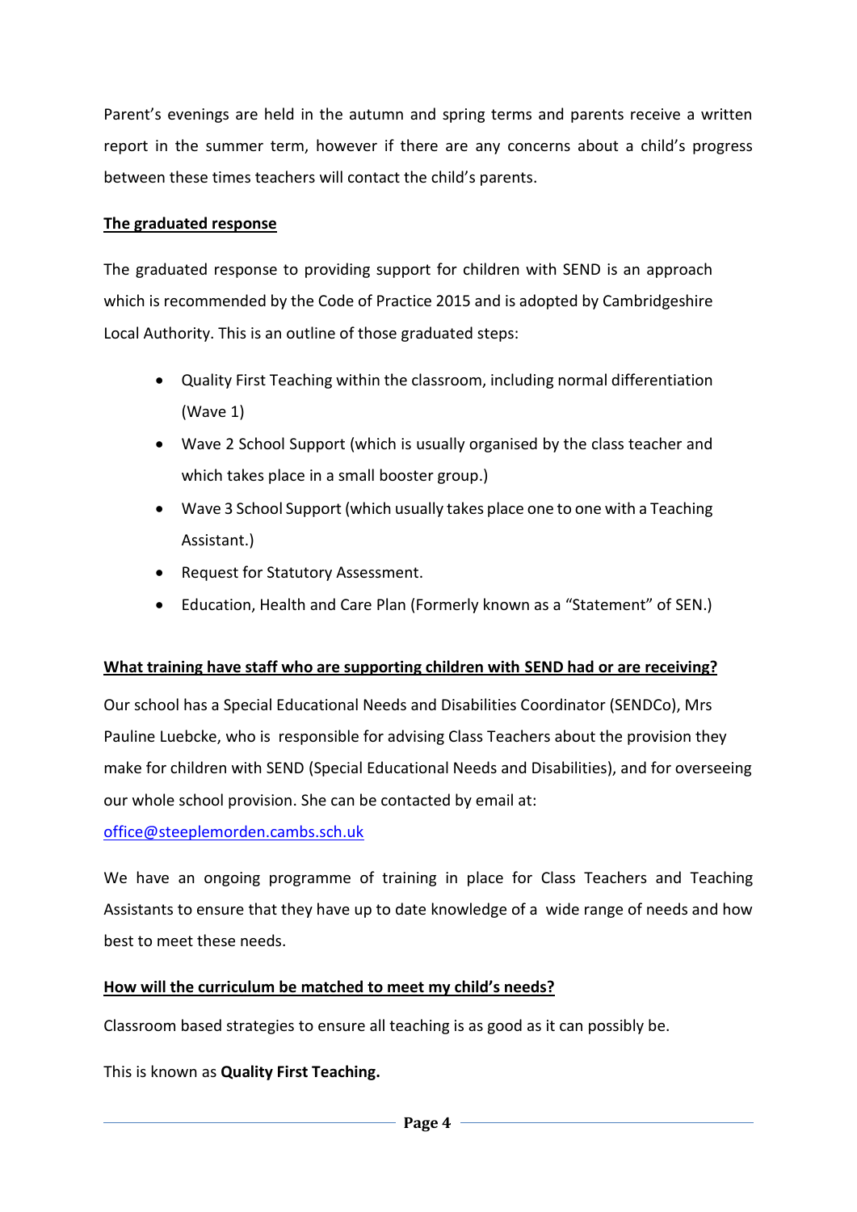Parent's evenings are held in the autumn and spring terms and parents receive a written report in the summer term, however if there are any concerns about a child's progress between these times teachers will contact the child's parents.

## The graduated response

The graduated response to providing support for children with SEND is an approach which is recommended by the Code of Practice 2015 and is adopted by Cambridgeshire Local Authority. This is an outline of those graduated steps:

- Quality First Teaching within the classroom, including normal differentiation (Wave 1)
- Wave 2 School Support (which is usually organised by the class teacher and which takes place in a small booster group.)
- Wave 3 School Support (which usually takes place one to one with a Teaching Assistant.)
- Request for Statutory Assessment.
- Education, Health and Care Plan (Formerly known as a "Statement" of SEN.)

## What training have staff who are supporting children with SEND had or are receiving?

Our school has a Special Educational Needs and Disabilities Coordinator (SENDCo), Mrs Pauline Luebcke, who is responsible for advising Class Teachers about the provision they make for children with SEND (Special Educational Needs and Disabilities), and for overseeing our whole school provision. She can be contacted by email at:

office@steeplemorden.cambs.sch.uk

We have an ongoing programme of training in place for Class Teachers and Teaching Assistants to ensure that they have up to date knowledge of a wide range of needs and how best to meet these needs.

## How will the curriculum be matched to meet my child's needs?

Classroom based strategies to ensure all teaching is as good as it can possibly be.

This is known as **Quality First Teaching.**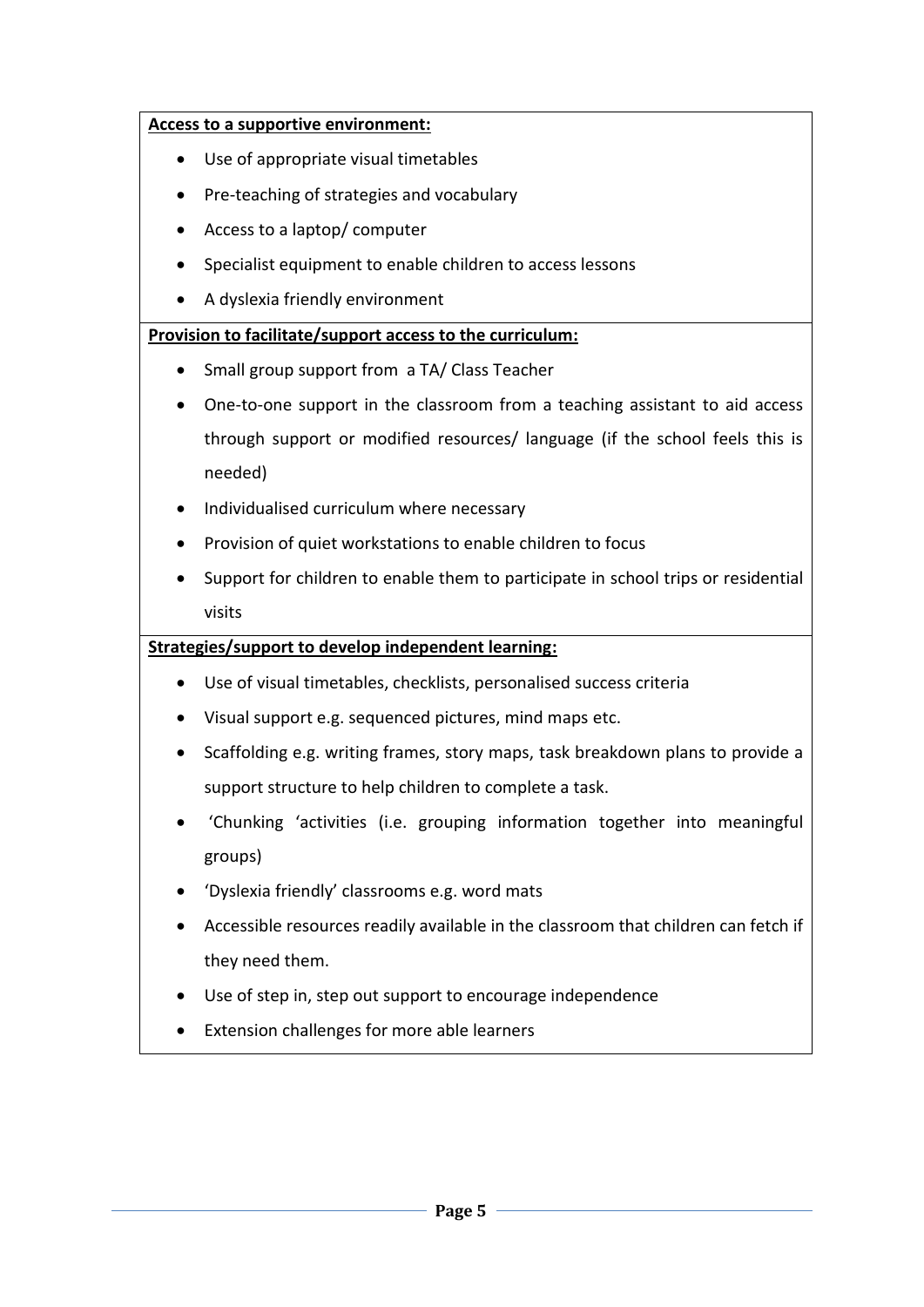**Access to a supportive environment:**

- Use of appropriate visual timetables
- Pre-teaching of strategies and vocabulary
- Access to a laptop/ computer
- Specialist equipment to enable children to access lessons
- A dyslexia friendly environment

**Provision to facilitate/support access to the curriculum:**

- Small group support from a TA/ Class Teacher
- One-to-one support in the classroom from a teaching assistant to aid access through support or modified resources/ language (if the school feels this is needed)
- Individualised curriculum where necessary
- Provision of quiet workstations to enable children to focus
- Support for children to enable them to participate in school trips or residential visits

**Strategies/support to develop independent learning:**

- Use of visual timetables, checklists, personalised success criteria
- Visual support e.g. sequenced pictures, mind maps etc.
- Scaffolding e.g. writing frames, story maps, task breakdown plans to provide a support structure to help children to complete a task.
- 'Chunking 'activities (i.e. grouping information together into meaningful groups)
- 'Dyslexia friendly' classrooms e.g. word mats
- Accessible resources readily available in the classroom that children can fetch if they need them.
- Use of step in, step out support to encourage independence
- Extension challenges for more able learners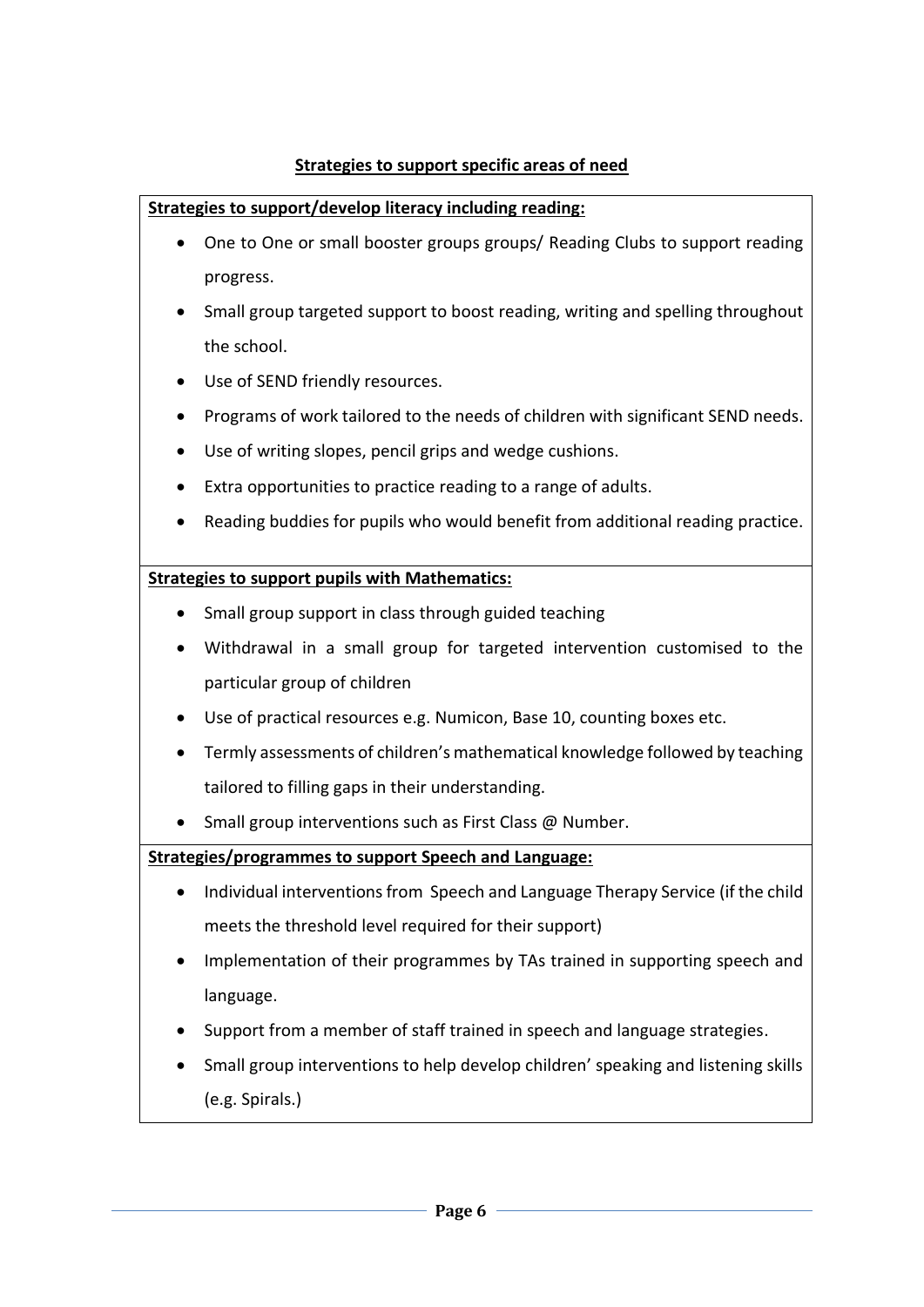## Strategies to support specific areas of need

**Strategies to support/develop literacy including reading:**

- One to One or small booster groups groups/ Reading Clubs to support reading progress.
- Small group targeted support to boost reading, writing and spelling throughout the school.
- Use of SEND friendly resources.
- Programs of work tailored to the needs of children with significant SEND needs.
- Use of writing slopes, pencil grips and wedge cushions.
- Extra opportunities to practice reading to a range of adults.
- Reading buddies for pupils who would benefit from additional reading practice.

**Strategies to support pupils with Mathematics:**

- Small group support in class through guided teaching
- Withdrawal in a small group for targeted intervention customised to the particular group of children
- Use of practical resources e.g. Numicon, Base 10, counting boxes etc.
- Termly assessments of children's mathematical knowledge followed by teaching tailored to filling gaps in their understanding.
- Small group interventions such as First Class @ Number.

**Strategies/programmes to support Speech and Language:**

- Individual interventions from Speech and Language Therapy Service (if the child meets the threshold level required for their support)
- Implementation of their programmes by TAs trained in supporting speech and language.
- Support from a member of staff trained in speech and language strategies.
- Small group interventions to help develop children' speaking and listening skills (e.g. Spirals.)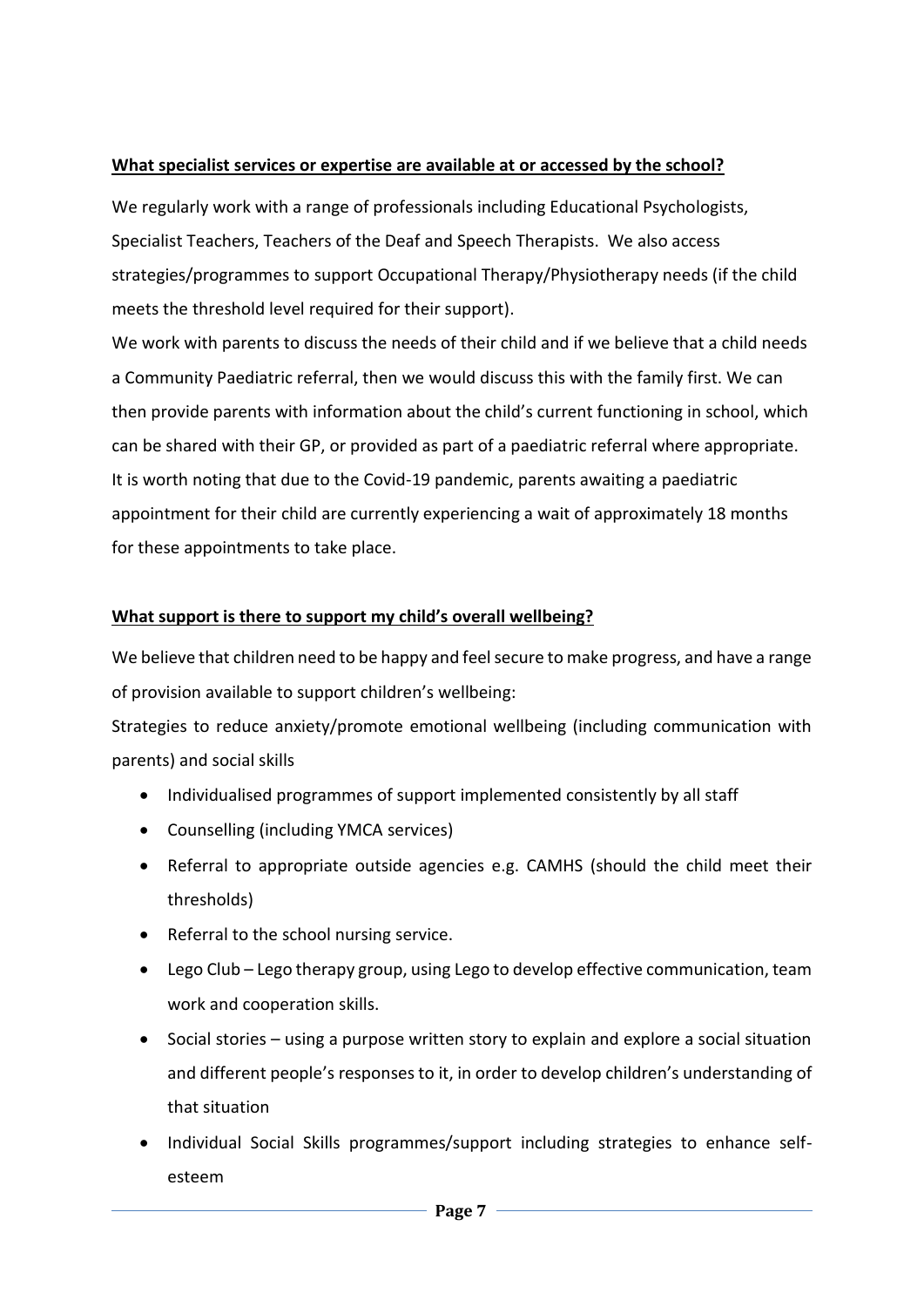**What specialist services or expertise are available at or accessed by the school?**

We regularly work with a range of professionals including Educational Psychologists, Specialist Teachers, Teachers of the Deaf and Speech Therapists. We also access strategies/programmes to support Occupational Therapy/Physiotherapy needs (if the child meets the threshold level required for their support).

We work with parents to discuss the needs of their child and if we believe that a child needs a Community Paediatric referral, then we would discuss this with the family first. We can then provide parents with information about the child's current functioning in school, which can be shared with their GP, or provided as part of a paediatric referral where appropriate. It is worth noting that due to the Covid-19 pandemic, parents awaiting a paediatric appointment for their child are currently experiencing a wait of approximately 18 months for these appointments to take place.

**What support is there to support my child's overall wellbeing?**

We believe that children need to be happy and feel secure to make progress, and have a range of provision available to support children's wellbeing:

Strategies to reduce anxiety/promote emotional wellbeing (including communication with parents) and social skills

- Individualised programmes of support implemented consistently by all staff
- Counselling (including YMCA services)
- Referral to appropriate outside agencies e.g. CAMHS (should the child meet their thresholds)
- Referral to the school nursing service.
- Lego Club – Lego therapy group, using Lego to develop effective communication, team work and cooperation skills.
- Social stories – using a purpose written story to explain and explore a social situation and different people's responses to it, in order to develop children's understanding of that situation
- Individual Social Skills programmes/support including strategies to enhance self-esteem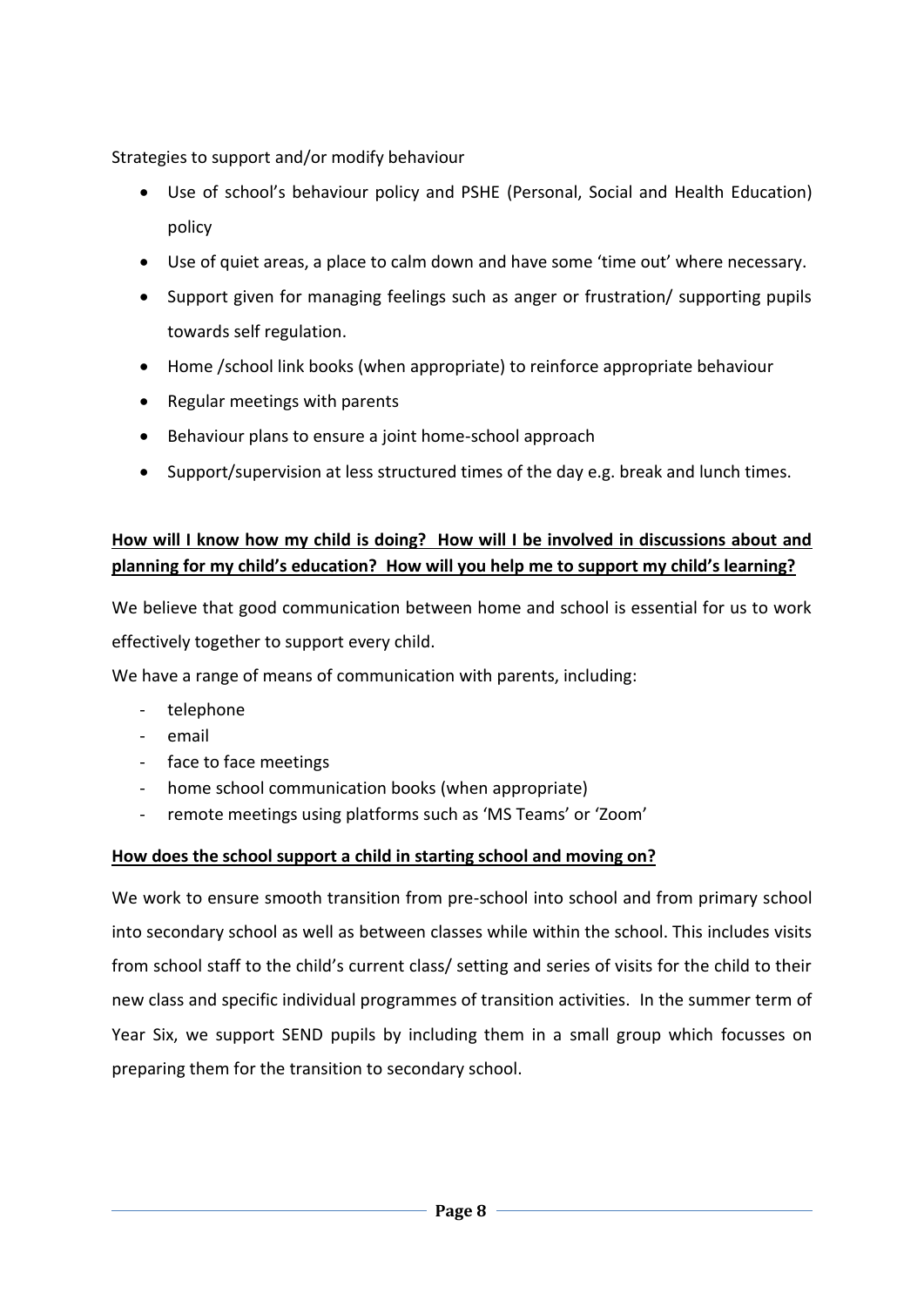Strategies to support and/or modify behaviour

- Use of school's behaviour policy and PSHE (Personal, Social and Health Education) policy
- Use of quiet areas, a place to calm down and have some 'time out' where necessary.
- Support given for managing feelings such as anger or frustration/ supporting pupils towards self regulation.
- Home /school link books (when appropriate) to reinforce appropriate behaviour
- Regular meetings with parents
- Behaviour plans to ensure a joint home-school approach
- Support/supervision at less structured times of the day e.g. break and lunch times.

**How will I know how my child is doing? How will I be involved in discussions about and planning for my child's education? How will you help me to support my child's learning?**

We believe that good communication between home and school is essential for us to work effectively together to support every child.

We have a range of means of communication with parents, including:

- telephone
- email
- face to face meetings
- home school communication books (when appropriate)
- remote meetings using platforms such as 'MS Teams' or 'Zoom'

**How does the school support a child in starting school and moving on?**

We work to ensure smooth transition from pre-school into school and from primary school into secondary school as well as between classes while within the school. This includes visits from school staff to the child's current class/ setting and series of visits for the child to their new class and specific individual programmes of transition activities. In the summer term of Year Six, we support SEND pupils by including them in a small group which focusses on preparing them for the transition to secondary school.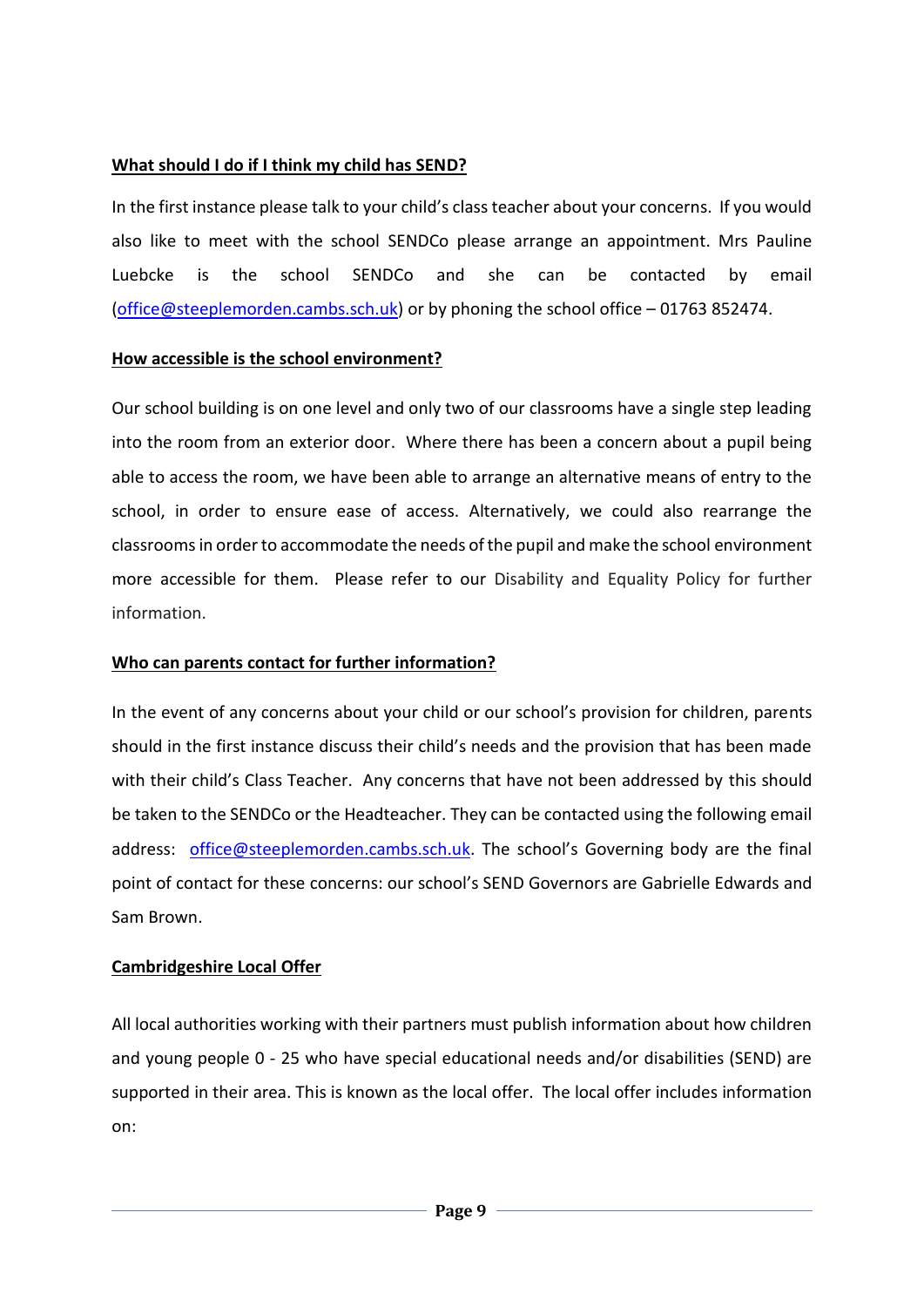**What should I do if I think my child has SEND?**

In the first instance please talk to your child's class teacher about your concerns. If you would also like to meet with the school SENDCo please arrange an appointment. Mrs Pauline Luebcke is the school SENDCo and she can be contacted by email (office@steeplemorden.cambs.sch.uk) or by phoning the school office – 01763 852474.

**How accessible is the school environment?**

Our school building is on one level and only two of our classrooms have a single step leading into the room from an exterior door. Where there has been a concern about a pupil being able to access the room, we have been able to arrange an alternative means of entry to the school, in order to ensure ease of access. Alternatively, we could also rearrange the classrooms in order to accommodate the needs of the pupil and make the school environment more accessible for them. Please refer to our Disability and Equality Policy for further information.

**Who can parents contact for further information?**

In the event of any concerns about your child or our school's provision for children, parents should in the first instance discuss their child's needs and the provision that has been made with their child's Class Teacher. Any concerns that have not been addressed by this should be taken to the SENDCo or the Headteacher. They can be contacted using the following email address: office@steeplemorden.cambs.sch.uk. The school's Governing body are the final point of contact for these concerns: our school's SEND Governors are Gabrielle Edwards and Sam Brown.

**Cambridgeshire Local Offer**

All local authorities working with their partners must publish information about how children and young people 0 - 25 who have special educational needs and/or disabilities (SEND) are supported in their area. This is known as the local offer. The local offer includes information on: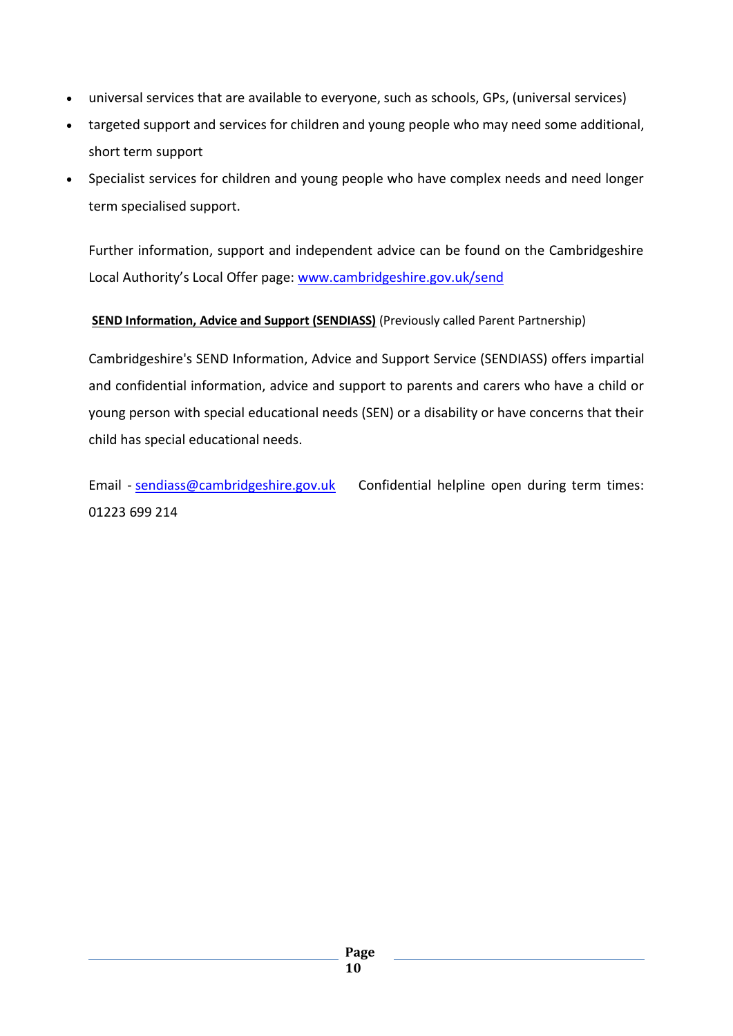- universal services that are available to everyone, such as schools, GPs, (universal services)
- targeted support and services for children and young people who may need some additional, short term support
- Specialist services for children and young people who have complex needs and need longer term specialised support.

Further information, support and independent advice can be found on the Cambridgeshire Local Authority's Local Offer page: www.cambridgeshire.gov.uk/send

**SEND Information, Advice and Support (SENDIASS)** (Previously called Parent Partnership)

Cambridgeshire's SEND Information, Advice and Support Service (SENDIASS) offers impartial and confidential information, advice and support to parents and carers who have a child or young person with special educational needs (SEN) or a disability or have concerns that their child has special educational needs.

Email - sendiass@cambridgeshire.gov.uk    Confidential helpline open during term times: 01223 699 214